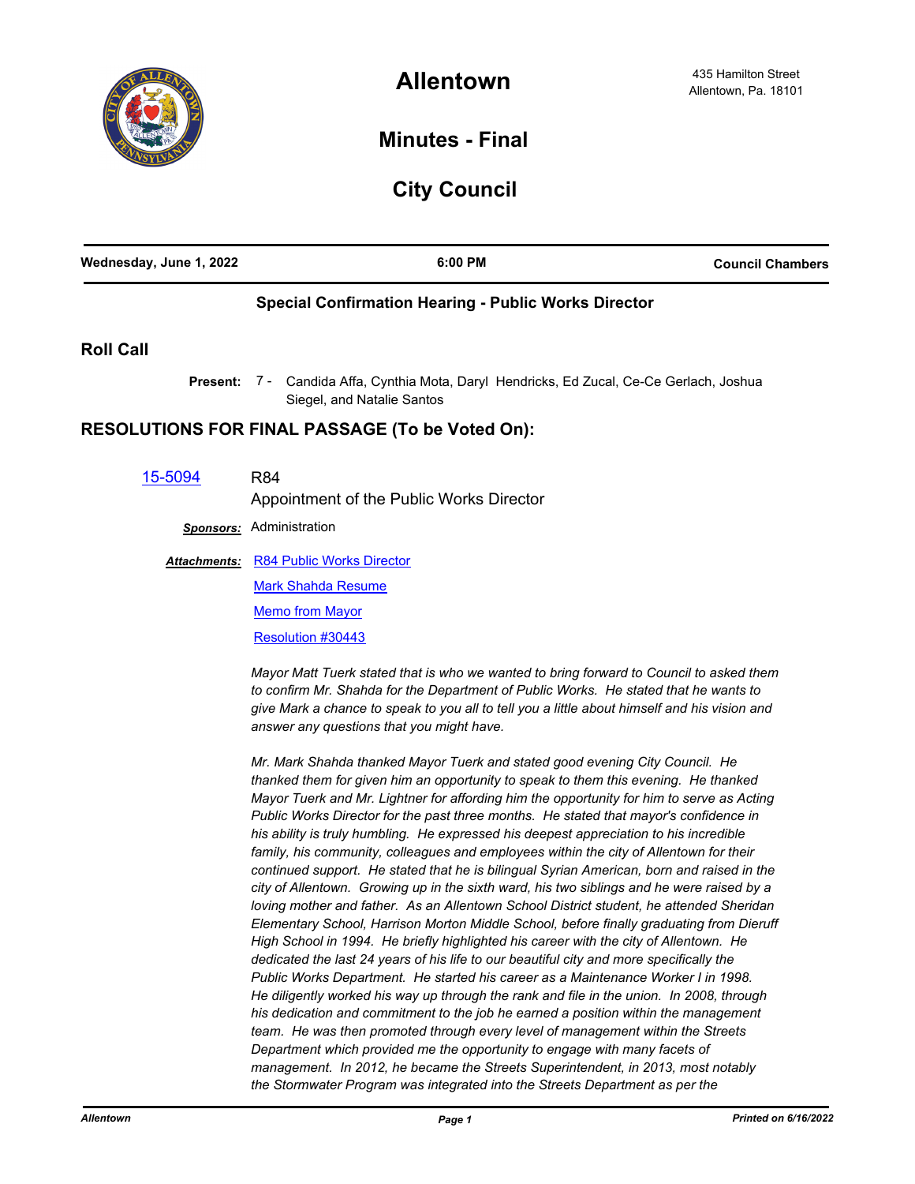# Allentown

435 Hamilton Street
Allentown, Pa. 18101

## Minutes - Final

## City Council

**Wednesday, June 1, 2022** | **6:00 PM** | **Council Chambers**

### Special Confirmation Hearing - Public Works Director

## Roll Call

**Present:** 7 - Candida Affa, Cynthia Mota, Daryl Hendricks, Ed Zucal, Ce-Ce Gerlach, Joshua Siegel, and Natalie Santos

## RESOLUTIONS FOR FINAL PASSAGE (To be Voted On):

15-5094 R84

Appointment of the Public Works Director

***Sponsors:*** Administration

***Attachments:*** R84 Public Works Director
Mark Shahda Resume
Memo from Mayor
Resolution #30443

*Mayor Matt Tuerk stated that is who we wanted to bring forward to Council to asked them to confirm Mr. Shahda for the Department of Public Works. He stated that he wants to give Mark a chance to speak to you all to tell you a little about himself and his vision and answer any questions that you might have.*

*Mr. Mark Shahda thanked Mayor Tuerk and stated good evening City Council. He thanked them for given him an opportunity to speak to them this evening. He thanked Mayor Tuerk and Mr. Lightner for affording him the opportunity for him to serve as Acting Public Works Director for the past three months. He stated that mayor's confidence in his ability is truly humbling. He expressed his deepest appreciation to his incredible family, his community, colleagues and employees within the city of Allentown for their continued support. He stated that he is bilingual Syrian American, born and raised in the city of Allentown. Growing up in the sixth ward, his two siblings and he were raised by a loving mother and father. As an Allentown School District student, he attended Sheridan Elementary School, Harrison Morton Middle School, before finally graduating from Dieruff High School in 1994. He briefly highlighted his career with the city of Allentown. He dedicated the last 24 years of his life to our beautiful city and more specifically the Public Works Department. He started his career as a Maintenance Worker I in 1998. He diligently worked his way up through the rank and file in the union. In 2008, through his dedication and commitment to the job he earned a position within the management team. He was then promoted through every level of management within the Streets Department which provided me the opportunity to engage with many facets of management. In 2012, he became the Streets Superintendent, in 2013, most notably the Stormwater Program was integrated into the Streets Department as per the*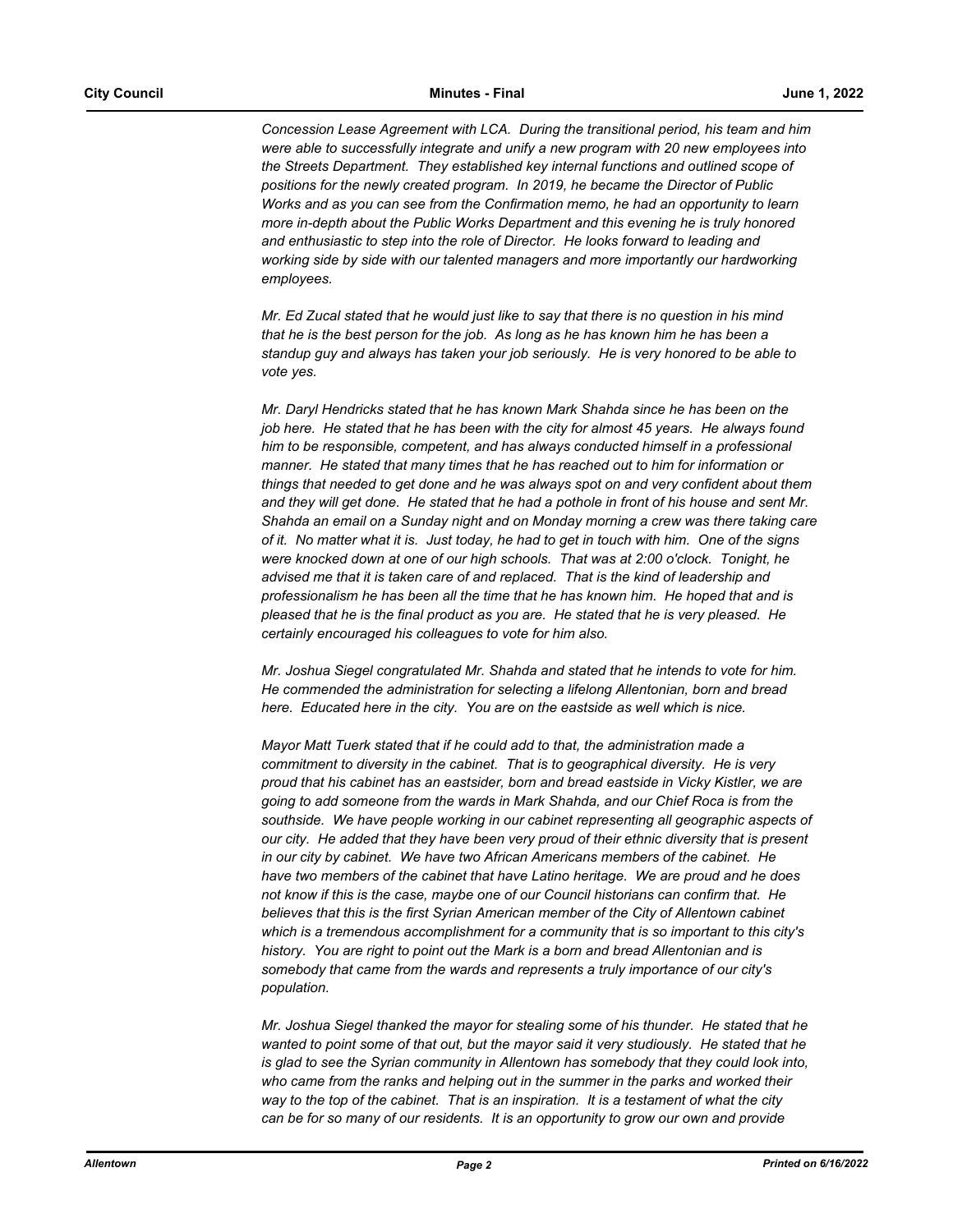*Concession Lease Agreement with LCA. During the transitional period, his team and him were able to successfully integrate and unify a new program with 20 new employees into the Streets Department. They established key internal functions and outlined scope of positions for the newly created program. In 2019, he became the Director of Public Works and as you can see from the Confirmation memo, he had an opportunity to learn more in-depth about the Public Works Department and this evening he is truly honored and enthusiastic to step into the role of Director. He looks forward to leading and working side by side with our talented managers and more importantly our hardworking employees.*

*Mr. Ed Zucal stated that he would just like to say that there is no question in his mind that he is the best person for the job. As long as he has known him he has been a standup guy and always has taken your job seriously. He is very honored to be able to vote yes.*

*Mr. Daryl Hendricks stated that he has known Mark Shahda since he has been on the job here. He stated that he has been with the city for almost 45 years. He always found him to be responsible, competent, and has always conducted himself in a professional manner. He stated that many times that he has reached out to him for information or things that needed to get done and he was always spot on and very confident about them and they will get done. He stated that he had a pothole in front of his house and sent Mr. Shahda an email on a Sunday night and on Monday morning a crew was there taking care of it. No matter what it is. Just today, he had to get in touch with him. One of the signs were knocked down at one of our high schools. That was at 2:00 o'clock. Tonight, he advised me that it is taken care of and replaced. That is the kind of leadership and professionalism he has been all the time that he has known him. He hoped that and is pleased that he is the final product as you are. He stated that he is very pleased. He certainly encouraged his colleagues to vote for him also.*

*Mr. Joshua Siegel congratulated Mr. Shahda and stated that he intends to vote for him. He commended the administration for selecting a lifelong Allentonian, born and bread here. Educated here in the city. You are on the eastside as well which is nice.*

*Mayor Matt Tuerk stated that if he could add to that, the administration made a commitment to diversity in the cabinet. That is to geographical diversity. He is very proud that his cabinet has an eastsider, born and bread eastside in Vicky Kistler, we are going to add someone from the wards in Mark Shahda, and our Chief Roca is from the southside. We have people working in our cabinet representing all geographic aspects of our city. He added that they have been very proud of their ethnic diversity that is present in our city by cabinet. We have two African Americans members of the cabinet. He have two members of the cabinet that have Latino heritage. We are proud and he does not know if this is the case, maybe one of our Council historians can confirm that. He believes that this is the first Syrian American member of the City of Allentown cabinet which is a tremendous accomplishment for a community that is so important to this city's history. You are right to point out the Mark is a born and bread Allentonian and is somebody that came from the wards and represents a truly importance of our city's population.*

*Mr. Joshua Siegel thanked the mayor for stealing some of his thunder. He stated that he wanted to point some of that out, but the mayor said it very studiously. He stated that he is glad to see the Syrian community in Allentown has somebody that they could look into, who came from the ranks and helping out in the summer in the parks and worked their way to the top of the cabinet. That is an inspiration. It is a testament of what the city can be for so many of our residents. It is an opportunity to grow our own and provide*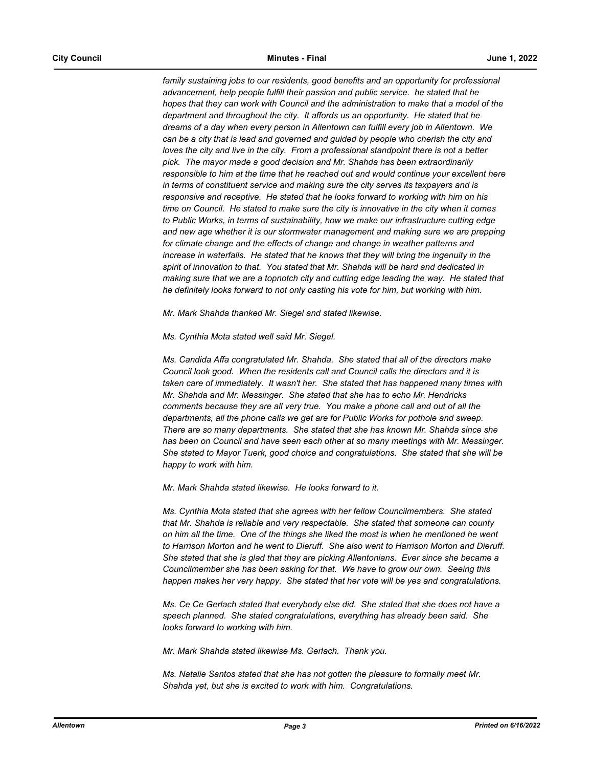*family sustaining jobs to our residents, good benefits and an opportunity for professional advancement, help people fulfill their passion and public service. he stated that he hopes that they can work with Council and the administration to make that a model of the department and throughout the city. It affords us an opportunity. He stated that he dreams of a day when every person in Allentown can fulfill every job in Allentown. We can be a city that is lead and governed and guided by people who cherish the city and loves the city and live in the city. From a professional standpoint there is not a better pick. The mayor made a good decision and Mr. Shahda has been extraordinarily responsible to him at the time that he reached out and would continue your excellent here in terms of constituent service and making sure the city serves its taxpayers and is responsive and receptive. He stated that he looks forward to working with him on his time on Council. He stated to make sure the city is innovative in the city when it comes to Public Works, in terms of sustainability, how we make our infrastructure cutting edge and new age whether it is our stormwater management and making sure we are prepping for climate change and the effects of change and change in weather patterns and increase in waterfalls. He stated that he knows that they will bring the ingenuity in the spirit of innovation to that. You stated that Mr. Shahda will be hard and dedicated in making sure that we are a topnotch city and cutting edge leading the way. He stated that he definitely looks forward to not only casting his vote for him, but working with him.*

*Mr. Mark Shahda thanked Mr. Siegel and stated likewise.*

*Ms. Cynthia Mota stated well said Mr. Siegel.*

*Ms. Candida Affa congratulated Mr. Shahda. She stated that all of the directors make Council look good. When the residents call and Council calls the directors and it is taken care of immediately. It wasn't her. She stated that has happened many times with Mr. Shahda and Mr. Messinger. She stated that she has to echo Mr. Hendricks comments because they are all very true. You make a phone call and out of all the departments, all the phone calls we get are for Public Works for pothole and sweep. There are so many departments. She stated that she has known Mr. Shahda since she has been on Council and have seen each other at so many meetings with Mr. Messinger. She stated to Mayor Tuerk, good choice and congratulations. She stated that she will be happy to work with him.*

*Mr. Mark Shahda stated likewise. He looks forward to it.*

*Ms. Cynthia Mota stated that she agrees with her fellow Councilmembers. She stated that Mr. Shahda is reliable and very respectable. She stated that someone can county on him all the time. One of the things she liked the most is when he mentioned he went to Harrison Morton and he went to Dieruff. She also went to Harrison Morton and Dieruff. She stated that she is glad that they are picking Allentonians. Ever since she became a Councilmember she has been asking for that. We have to grow our own. Seeing this happen makes her very happy. She stated that her vote will be yes and congratulations.*

*Ms. Ce Ce Gerlach stated that everybody else did. She stated that she does not have a speech planned. She stated congratulations, everything has already been said. She looks forward to working with him.*

*Mr. Mark Shahda stated likewise Ms. Gerlach. Thank you.*

*Ms. Natalie Santos stated that she has not gotten the pleasure to formally meet Mr. Shahda yet, but she is excited to work with him. Congratulations.*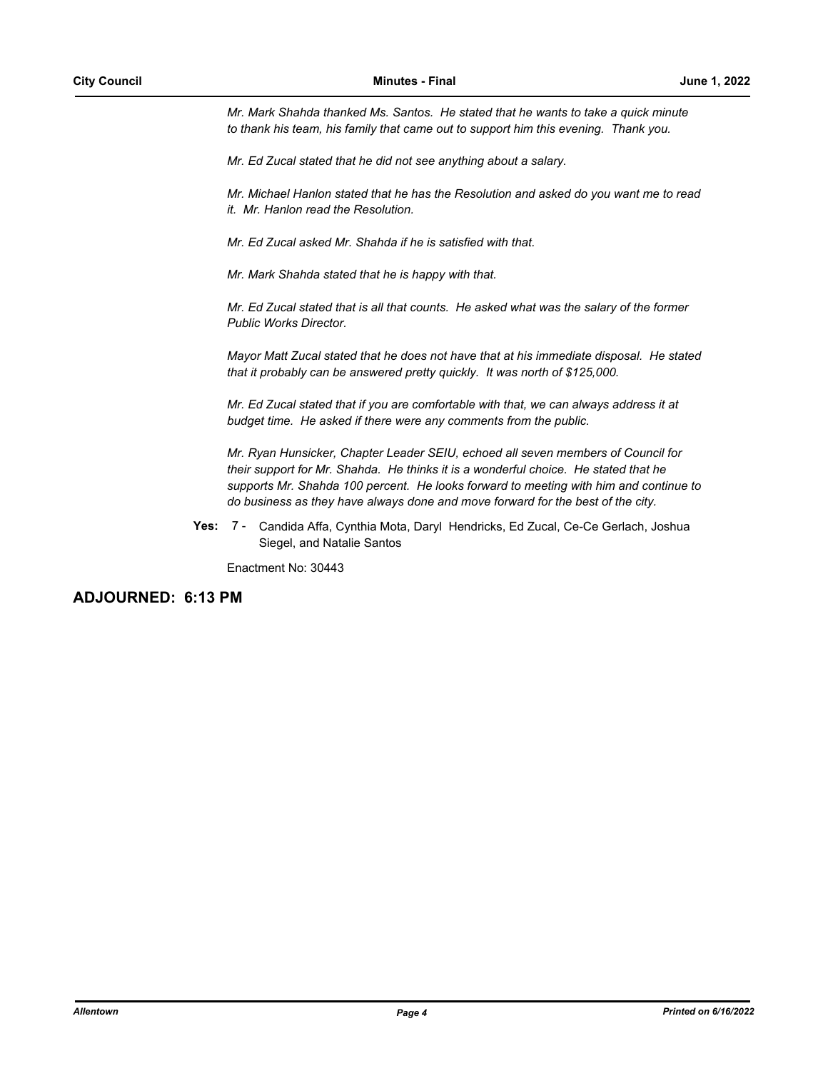*Mr. Mark Shahda thanked Ms. Santos. He stated that he wants to take a quick minute to thank his team, his family that came out to support him this evening. Thank you.*

*Mr. Ed Zucal stated that he did not see anything about a salary.*

*Mr. Michael Hanlon stated that he has the Resolution and asked do you want me to read it. Mr. Hanlon read the Resolution.*

*Mr. Ed Zucal asked Mr. Shahda if he is satisfied with that.*

*Mr. Mark Shahda stated that he is happy with that.*

*Mr. Ed Zucal stated that is all that counts. He asked what was the salary of the former Public Works Director.*

*Mayor Matt Zucal stated that he does not have that at his immediate disposal. He stated that it probably can be answered pretty quickly. It was north of $125,000.*

*Mr. Ed Zucal stated that if you are comfortable with that, we can always address it at budget time. He asked if there were any comments from the public.*

*Mr. Ryan Hunsicker, Chapter Leader SEIU, echoed all seven members of Council for their support for Mr. Shahda. He thinks it is a wonderful choice. He stated that he supports Mr. Shahda 100 percent. He looks forward to meeting with him and continue to do business as they have always done and move forward for the best of the city.*

**Yes:** 7 - Candida Affa, Cynthia Mota, Daryl Hendricks, Ed Zucal, Ce-Ce Gerlach, Joshua Siegel, and Natalie Santos

Enactment No: 30443

## ADJOURNED: 6:13 PM